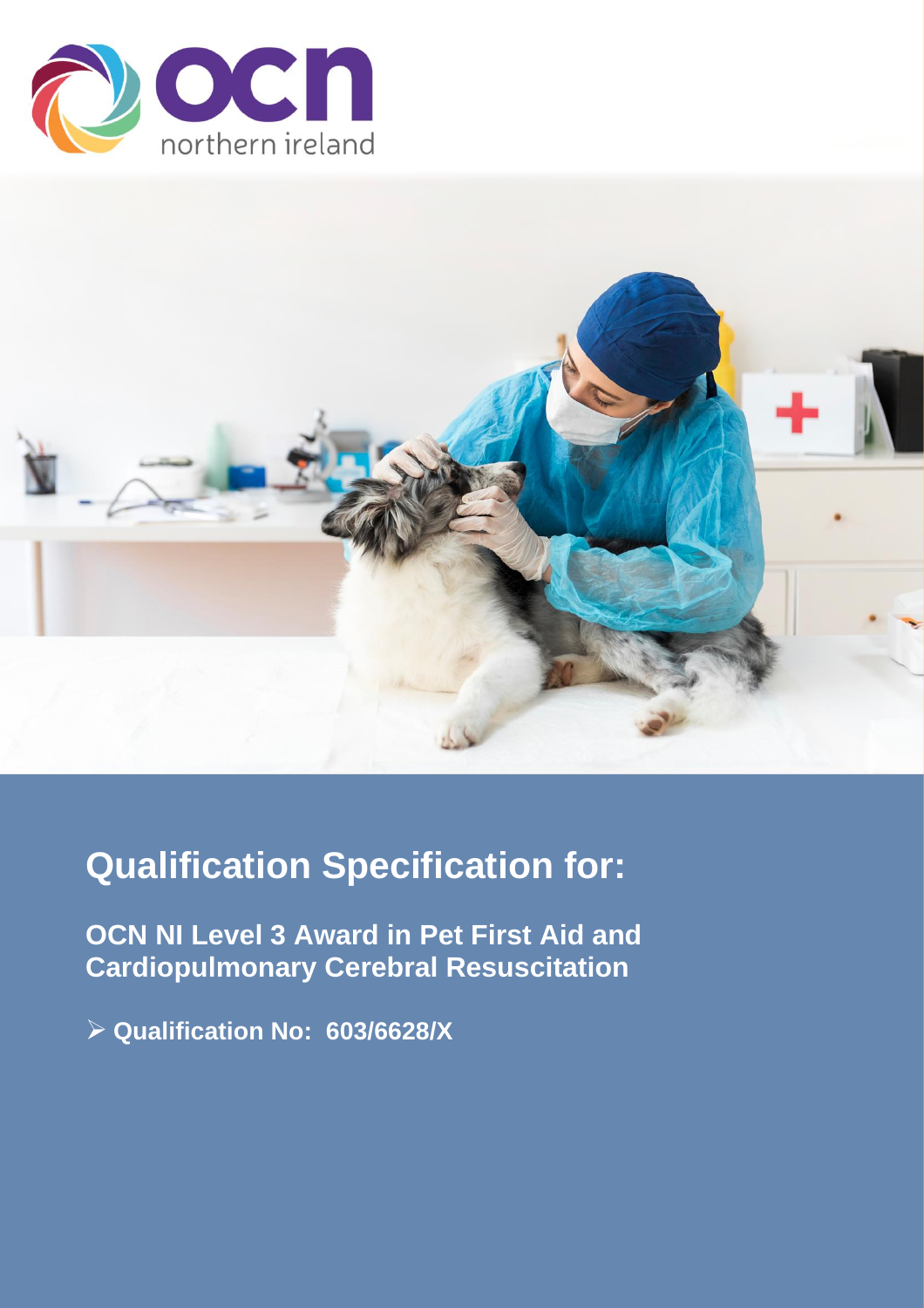ocn northern ireland

# Qualification Specification for:

**OCN NI Level 3 Award in Pet First Aid and Cardiopulmonary Cerebral Resuscitation**

- **Qualification No: 603/6628/X**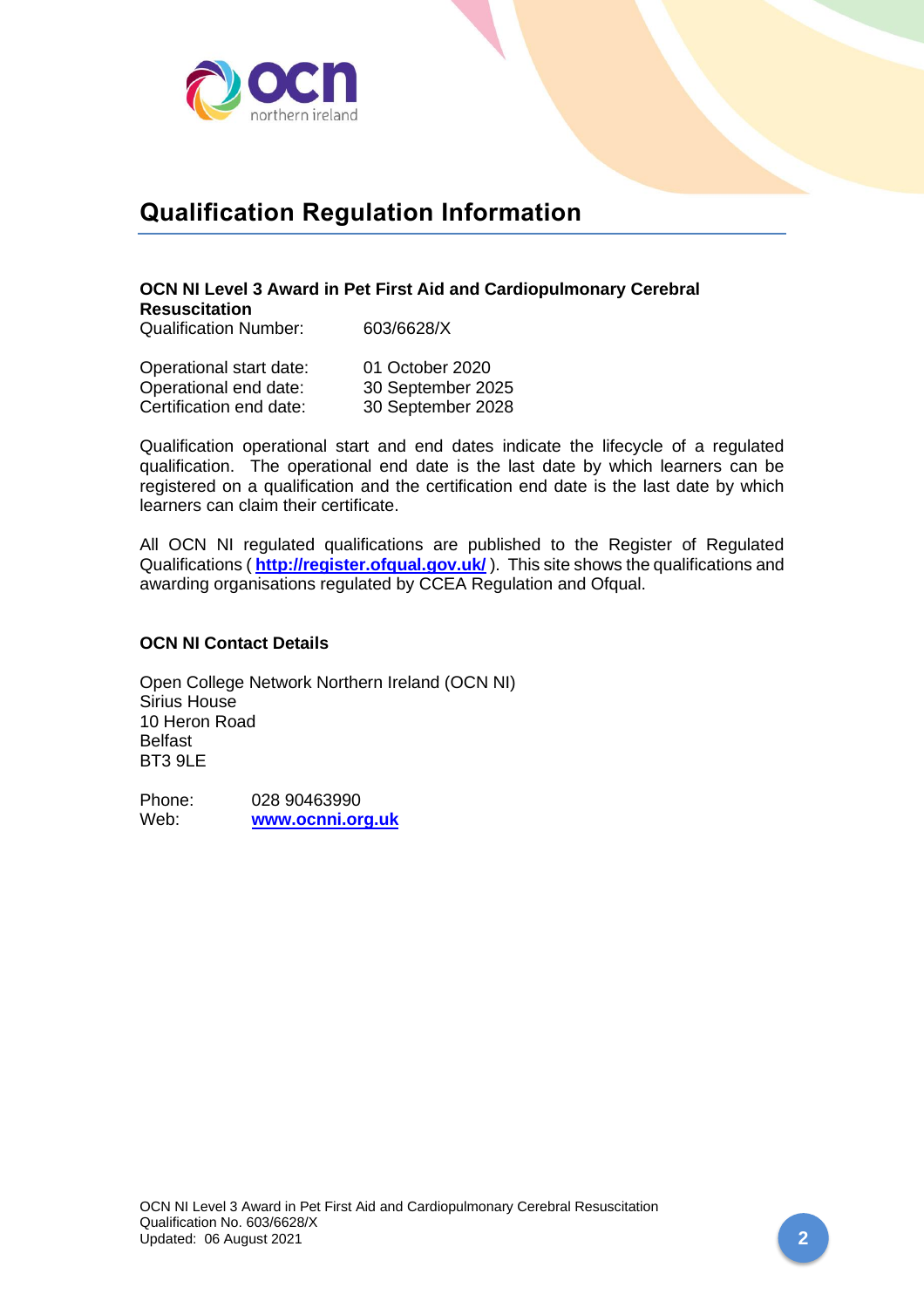# Qualification Regulation Information

**OCN NI Level 3 Award in Pet First Aid and Cardiopulmonary Cerebral Resuscitation**

Qualification Number: 603/6628/X

Operational start date: 01 October 2020
Operational end date: 30 September 2025
Certification end date: 30 September 2028

Qualification operational start and end dates indicate the lifecycle of a regulated qualification. The operational end date is the last date by which learners can be registered on a qualification and the certification end date is the last date by which learners can claim their certificate.

All OCN NI regulated qualifications are published to the Register of Regulated Qualifications ( **http://register.ofqual.gov.uk/** ). This site shows the qualifications and awarding organisations regulated by CCEA Regulation and Ofqual.

**OCN NI Contact Details**

Open College Network Northern Ireland (OCN NI)
Sirius House
10 Heron Road
Belfast
BT3 9LE

Phone: 028 90463990
Web: **www.ocnni.org.uk**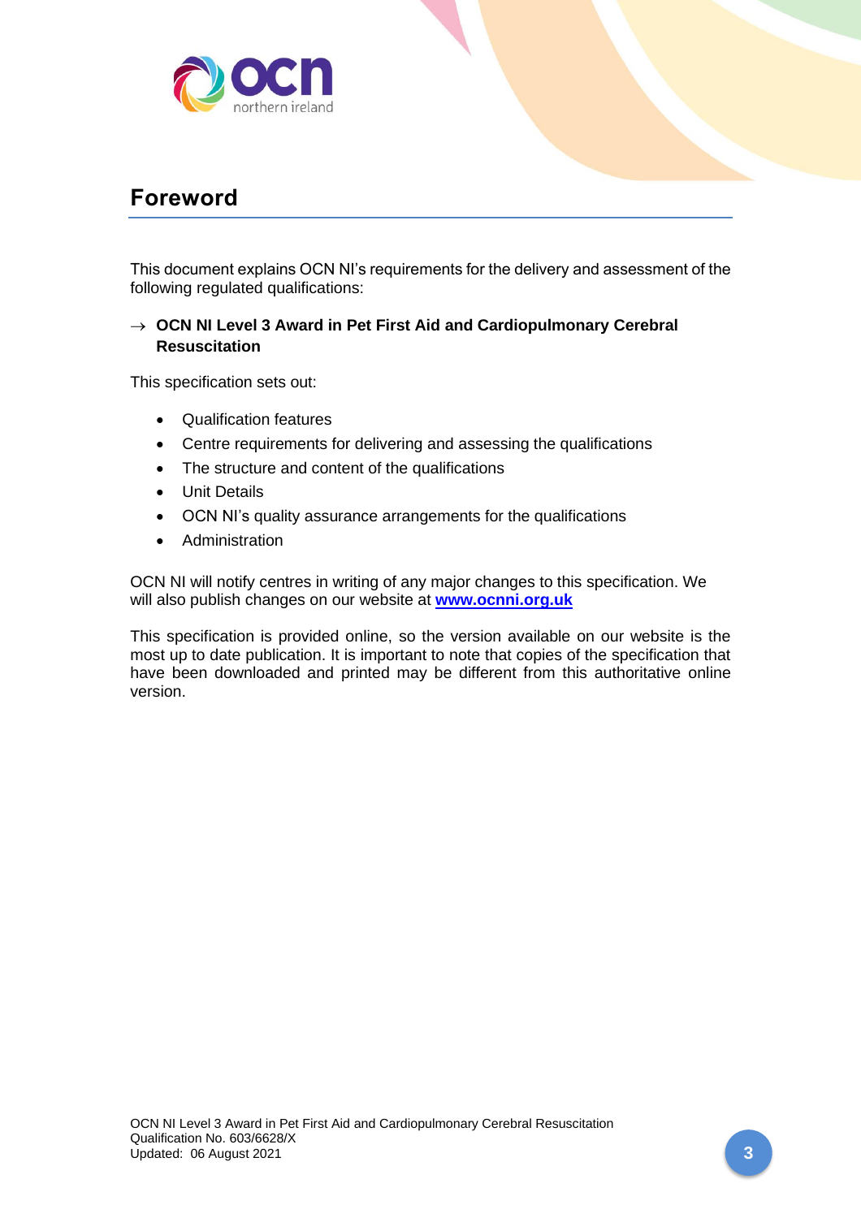## Foreword

This document explains OCN NI's requirements for the delivery and assessment of the following regulated qualifications:

→ **OCN NI Level 3 Award in Pet First Aid and Cardiopulmonary Cerebral Resuscitation**

This specification sets out:

- Qualification features
- Centre requirements for delivering and assessing the qualifications
- The structure and content of the qualifications
- Unit Details
- OCN NI's quality assurance arrangements for the qualifications
- Administration

OCN NI will notify centres in writing of any major changes to this specification. We will also publish changes on our website at **www.ocnni.org.uk**

This specification is provided online, so the version available on our website is the most up to date publication. It is important to note that copies of the specification that have been downloaded and printed may be different from this authoritative online version.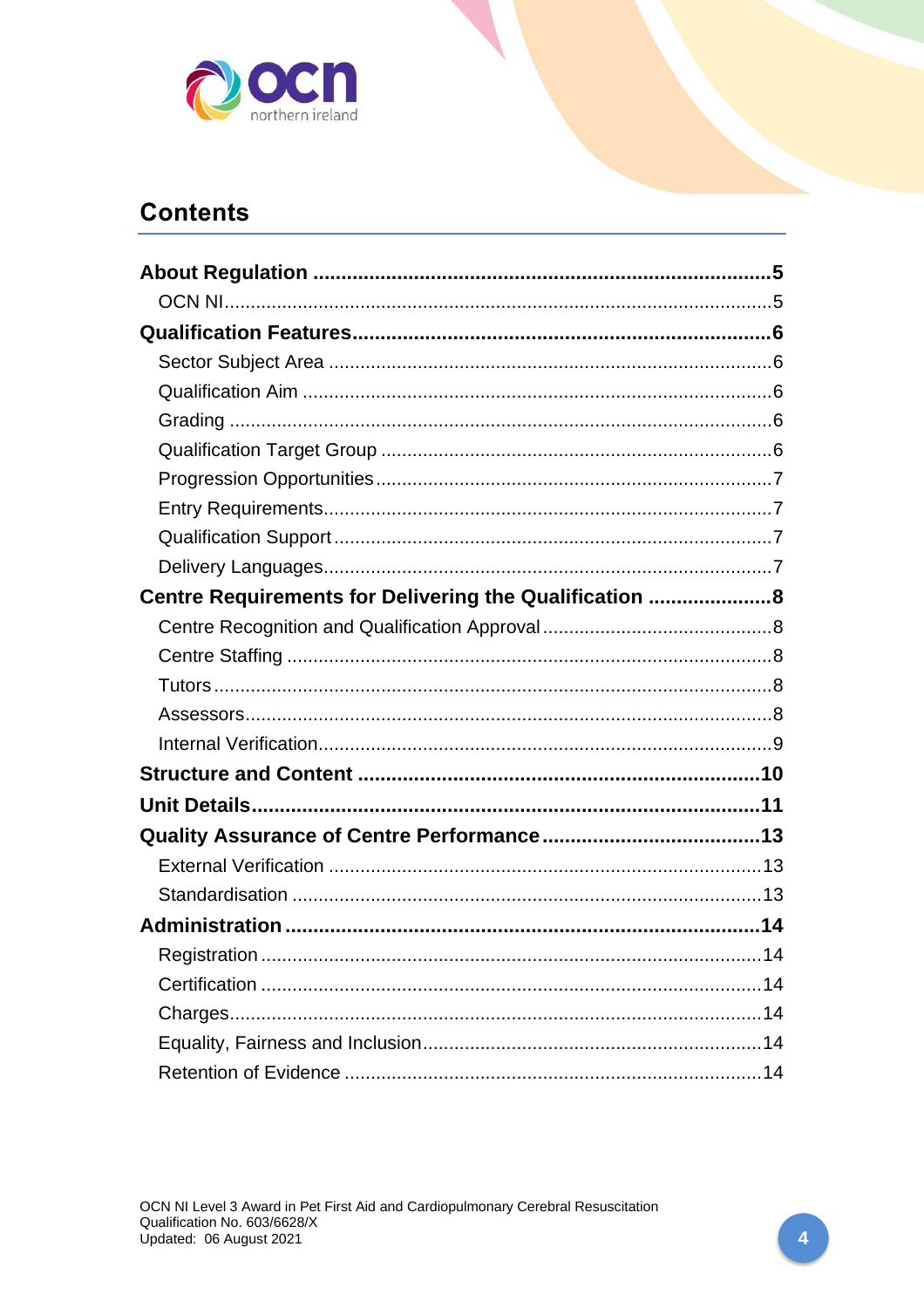## Contents

**About Regulation** .......................................................................... **5**

- OCN NI ........................................................................................ 5

**Qualification Features** .................................................................... **6**

- Sector Subject Area .................................................................... 6
- Qualification Aim ........................................................................ 6
- Grading ....................................................................................... 6
- Qualification Target Group .......................................................... 6
- Progression Opportunities ........................................................... 7
- Entry Requirements ..................................................................... 7
- Qualification Support ................................................................... 7
- Delivery Languages ..................................................................... 7

**Centre Requirements for Delivering the Qualification** ..................... **8**

- Centre Recognition and Qualification Approval ............................ 8
- Centre Staffing ............................................................................ 8
- Tutors .......................................................................................... 8
- Assessors .................................................................................... 8
- Internal Verification ...................................................................... 9

**Structure and Content** ..................................................................... **10**

**Unit Details** ...................................................................................... **11**

**Quality Assurance of Centre Performance** ....................................... **13**

- External Verification .................................................................... 13
- Standardisation ........................................................................... 13

**Administration** ................................................................................... **14**

- Registration ................................................................................. 14
- Certification ................................................................................. 14
- Charges ....................................................................................... 14
- Equality, Fairness and Inclusion .................................................. 14
- Retention of Evidence ................................................................. 14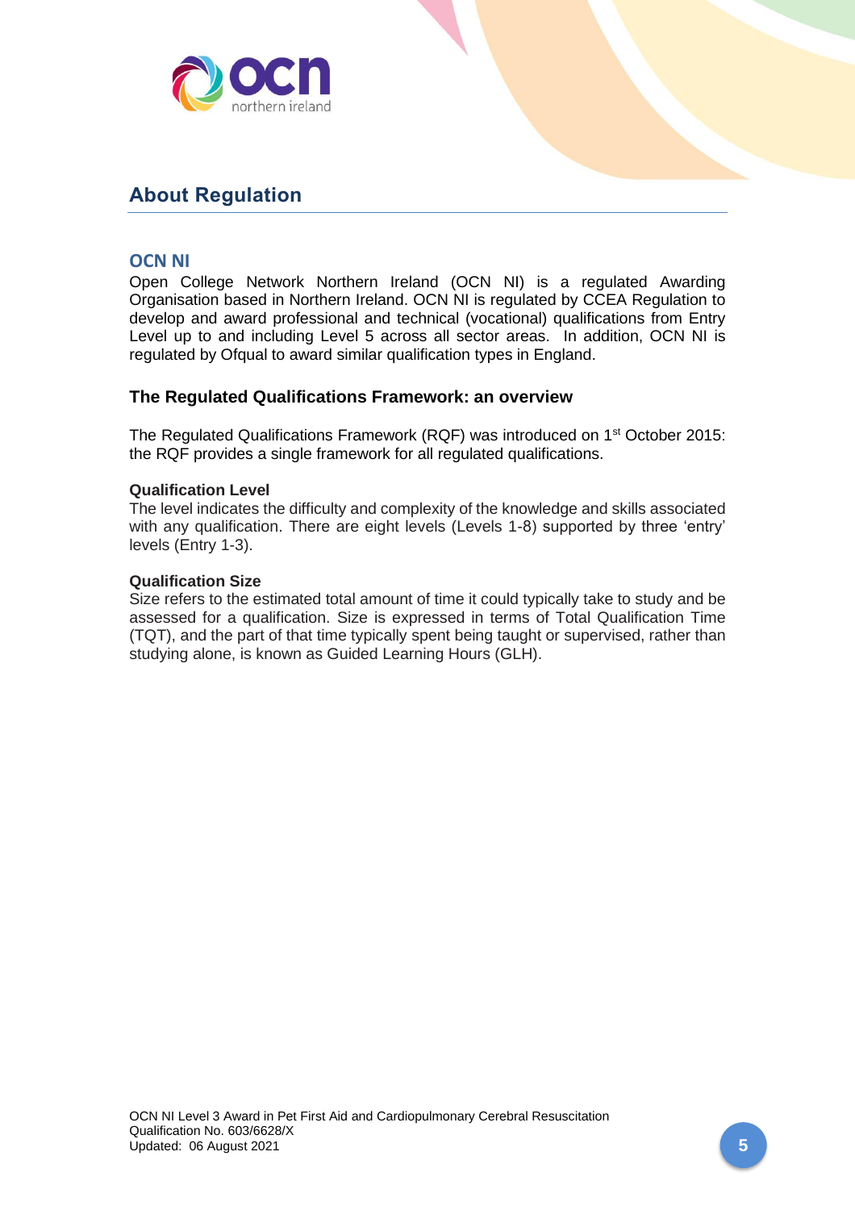## About Regulation

### OCN NI

Open College Network Northern Ireland (OCN NI) is a regulated Awarding Organisation based in Northern Ireland. OCN NI is regulated by CCEA Regulation to develop and award professional and technical (vocational) qualifications from Entry Level up to and including Level 5 across all sector areas. In addition, OCN NI is regulated by Ofqual to award similar qualification types in England.

### The Regulated Qualifications Framework: an overview

The Regulated Qualifications Framework (RQF) was introduced on 1st October 2015: the RQF provides a single framework for all regulated qualifications.

**Qualification Level**

The level indicates the difficulty and complexity of the knowledge and skills associated with any qualification. There are eight levels (Levels 1-8) supported by three 'entry' levels (Entry 1-3).

**Qualification Size**

Size refers to the estimated total amount of time it could typically take to study and be assessed for a qualification. Size is expressed in terms of Total Qualification Time (TQT), and the part of that time typically spent being taught or supervised, rather than studying alone, is known as Guided Learning Hours (GLH).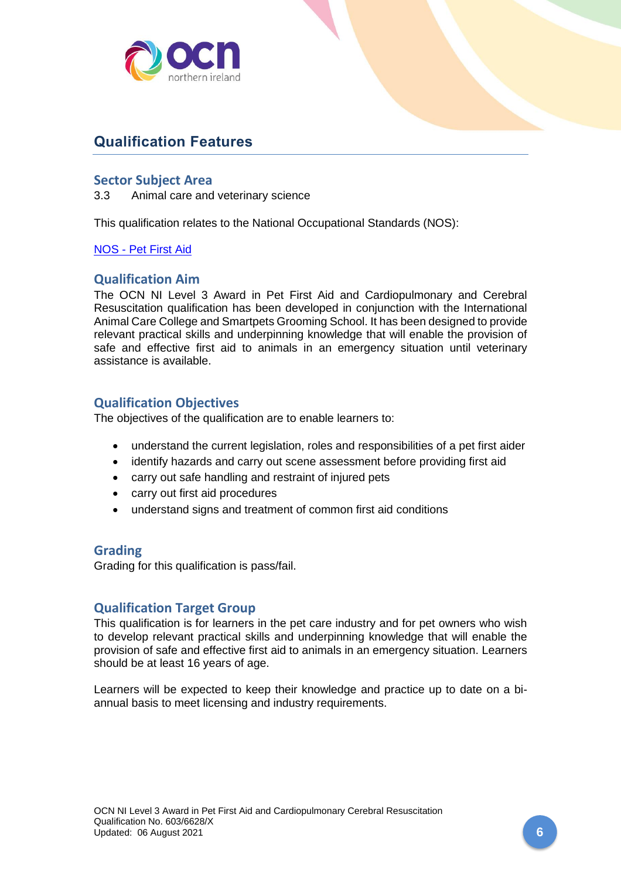## Qualification Features

### Sector Subject Area

3.3 Animal care and veterinary science

This qualification relates to the National Occupational Standards (NOS):

NOS - Pet First Aid

### Qualification Aim

The OCN NI Level 3 Award in Pet First Aid and Cardiopulmonary and Cerebral Resuscitation qualification has been developed in conjunction with the International Animal Care College and Smartpets Grooming School. It has been designed to provide relevant practical skills and underpinning knowledge that will enable the provision of safe and effective first aid to animals in an emergency situation until veterinary assistance is available.

### Qualification Objectives

The objectives of the qualification are to enable learners to:

- understand the current legislation, roles and responsibilities of a pet first aider
- identify hazards and carry out scene assessment before providing first aid
- carry out safe handling and restraint of injured pets
- carry out first aid procedures
- understand signs and treatment of common first aid conditions

### Grading

Grading for this qualification is pass/fail.

### Qualification Target Group

This qualification is for learners in the pet care industry and for pet owners who wish to develop relevant practical skills and underpinning knowledge that will enable the provision of safe and effective first aid to animals in an emergency situation. Learners should be at least 16 years of age.

Learners will be expected to keep their knowledge and practice up to date on a bi-annual basis to meet licensing and industry requirements.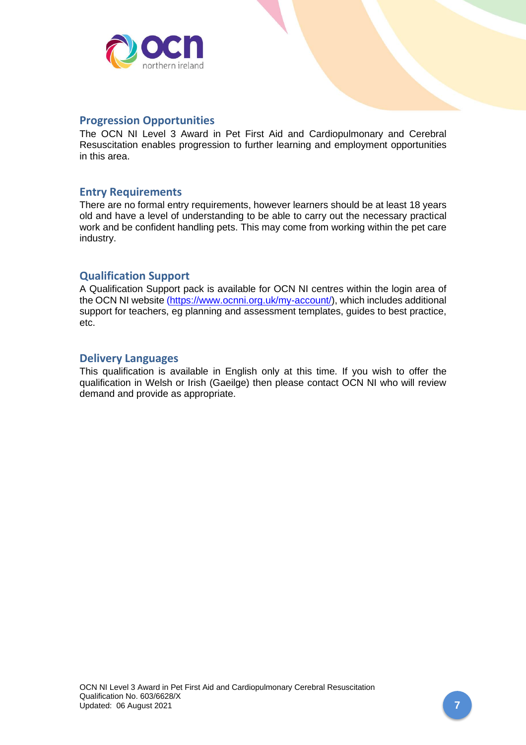## Progression Opportunities

The OCN NI Level 3 Award in Pet First Aid and Cardiopulmonary and Cerebral Resuscitation enables progression to further learning and employment opportunities in this area.

## Entry Requirements

There are no formal entry requirements, however learners should be at least 18 years old and have a level of understanding to be able to carry out the necessary practical work and be confident handling pets. This may come from working within the pet care industry.

## Qualification Support

A Qualification Support pack is available for OCN NI centres within the login area of the OCN NI website (https://www.ocnni.org.uk/my-account/), which includes additional support for teachers, eg planning and assessment templates, guides to best practice, etc.

## Delivery Languages

This qualification is available in English only at this time. If you wish to offer the qualification in Welsh or Irish (Gaeilge) then please contact OCN NI who will review demand and provide as appropriate.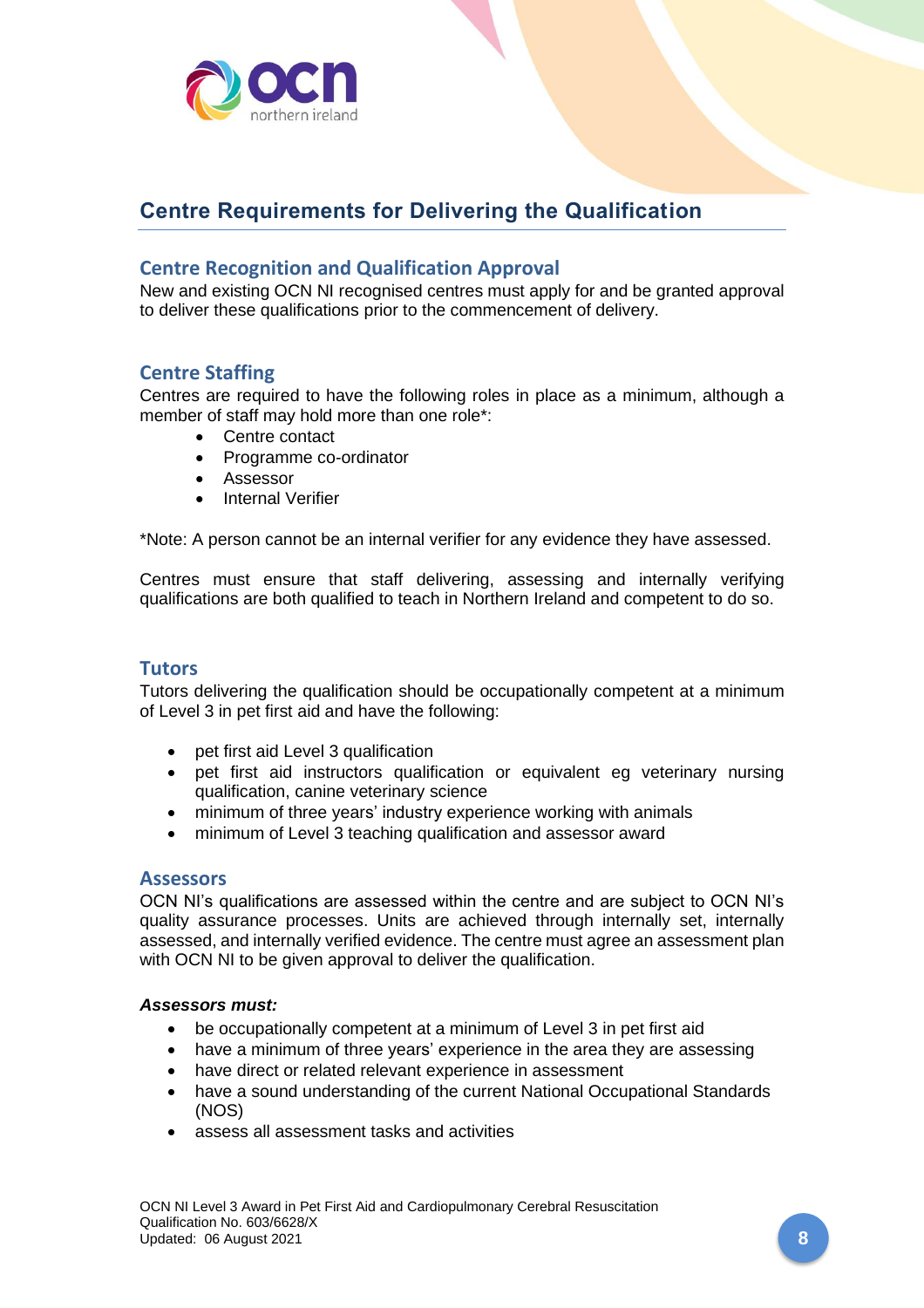## Centre Requirements for Delivering the Qualification

### Centre Recognition and Qualification Approval

New and existing OCN NI recognised centres must apply for and be granted approval to deliver these qualifications prior to the commencement of delivery.

### Centre Staffing

Centres are required to have the following roles in place as a minimum, although a member of staff may hold more than one role*:

- Centre contact
- Programme co-ordinator
- Assessor
- Internal Verifier

*Note: A person cannot be an internal verifier for any evidence they have assessed.

Centres must ensure that staff delivering, assessing and internally verifying qualifications are both qualified to teach in Northern Ireland and competent to do so.

### Tutors

Tutors delivering the qualification should be occupationally competent at a minimum of Level 3 in pet first aid and have the following:

- pet first aid Level 3 qualification
- pet first aid instructors qualification or equivalent eg veterinary nursing qualification, canine veterinary science
- minimum of three years' industry experience working with animals
- minimum of Level 3 teaching qualification and assessor award

### Assessors

OCN NI's qualifications are assessed within the centre and are subject to OCN NI's quality assurance processes. Units are achieved through internally set, internally assessed, and internally verified evidence. The centre must agree an assessment plan with OCN NI to be given approval to deliver the qualification.

***Assessors must:***

- be occupationally competent at a minimum of Level 3 in pet first aid
- have a minimum of three years' experience in the area they are assessing
- have direct or related relevant experience in assessment
- have a sound understanding of the current National Occupational Standards (NOS)
- assess all assessment tasks and activities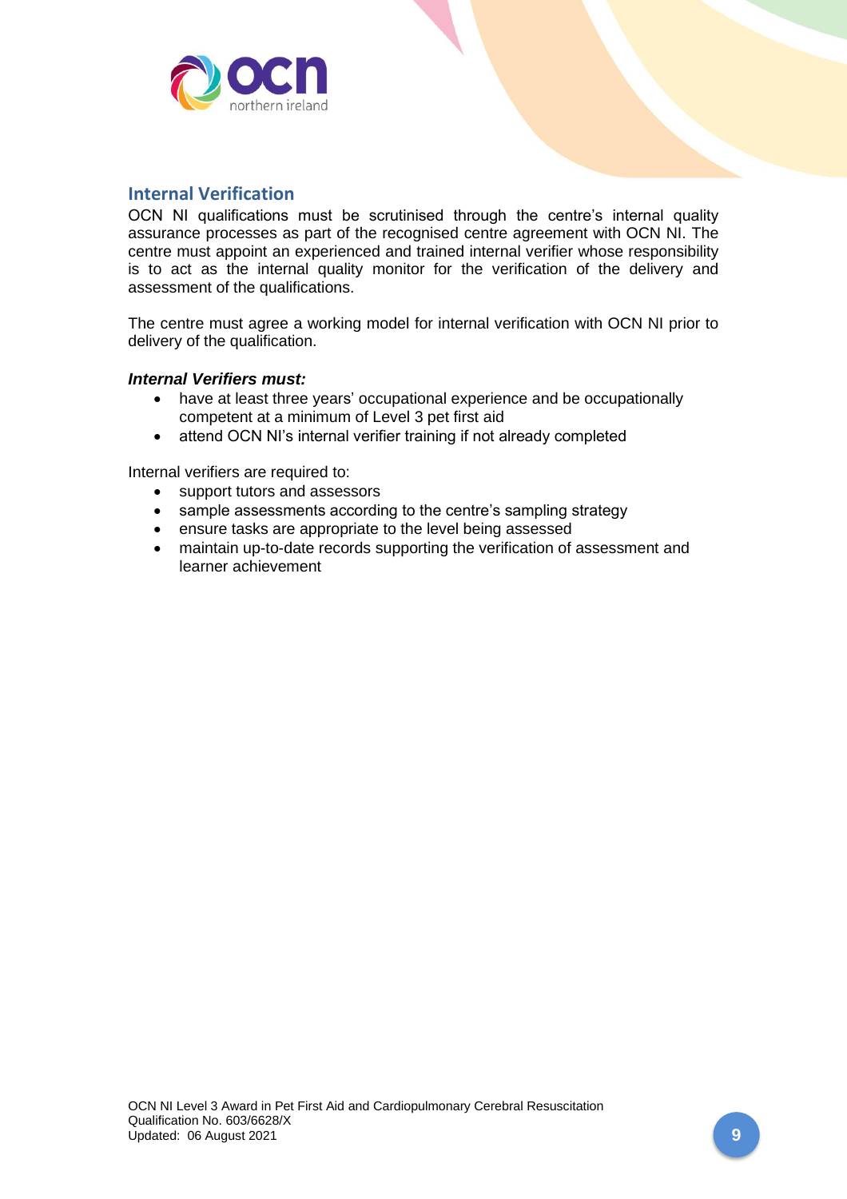## Internal Verification

OCN NI qualifications must be scrutinised through the centre's internal quality assurance processes as part of the recognised centre agreement with OCN NI. The centre must appoint an experienced and trained internal verifier whose responsibility is to act as the internal quality monitor for the verification of the delivery and assessment of the qualifications.

The centre must agree a working model for internal verification with OCN NI prior to delivery of the qualification.

***Internal Verifiers must:***

- have at least three years' occupational experience and be occupationally competent at a minimum of Level 3 pet first aid
- attend OCN NI's internal verifier training if not already completed

Internal verifiers are required to:

- support tutors and assessors
- sample assessments according to the centre's sampling strategy
- ensure tasks are appropriate to the level being assessed
- maintain up-to-date records supporting the verification of assessment and learner achievement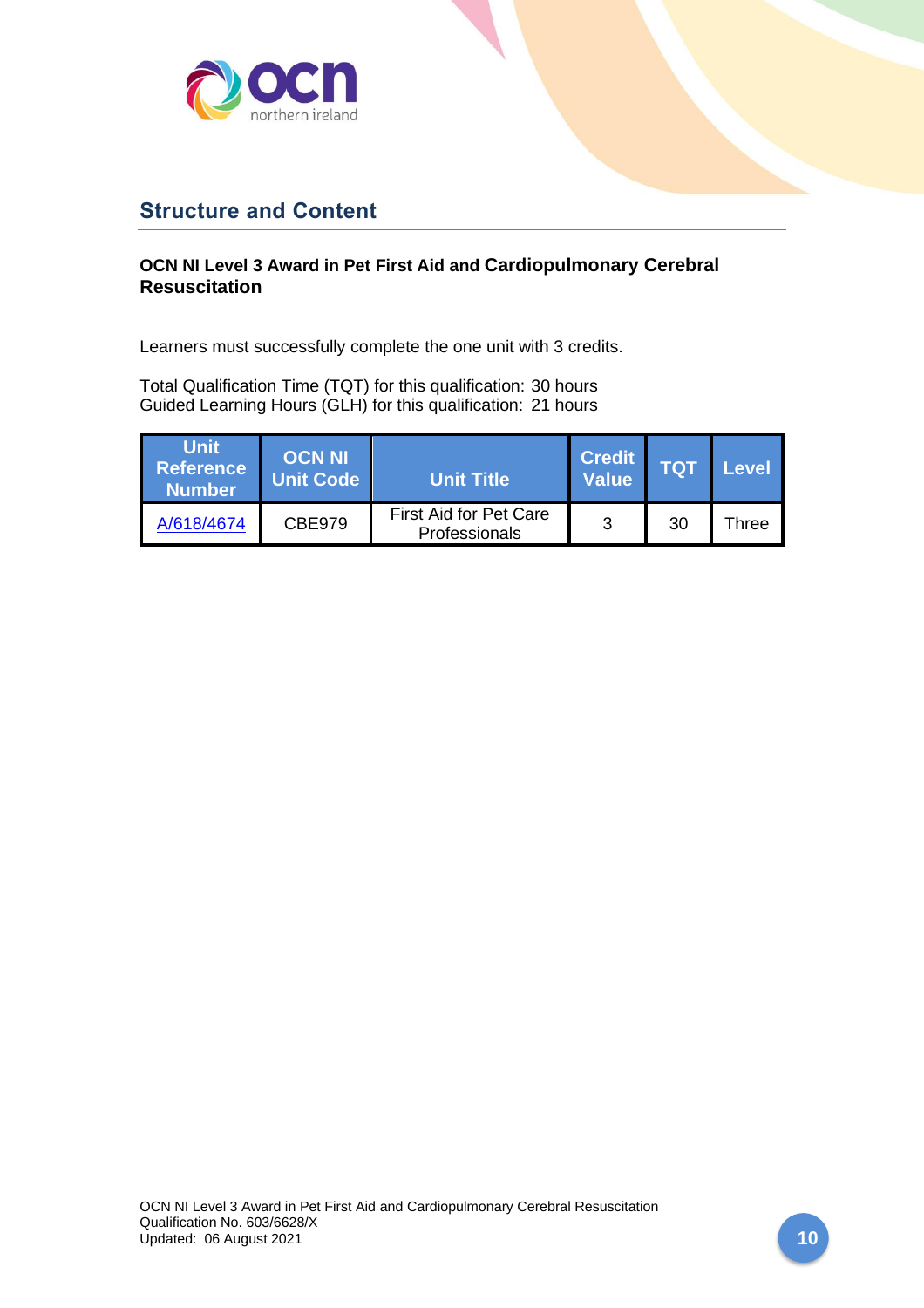## Structure and Content

**OCN NI Level 3 Award in Pet First Aid and Cardiopulmonary Cerebral Resuscitation**

Learners must successfully complete the one unit with 3 credits.

Total Qualification Time (TQT) for this qualification: 30 hours
Guided Learning Hours (GLH) for this qualification: 21 hours

| Unit Reference Number | OCN NI Unit Code | Unit Title | Credit Value | TQT | Level |
|---|---|---|---|---|---|
| A/618/4674 | CBE979 | First Aid for Pet Care Professionals | 3 | 30 | Three |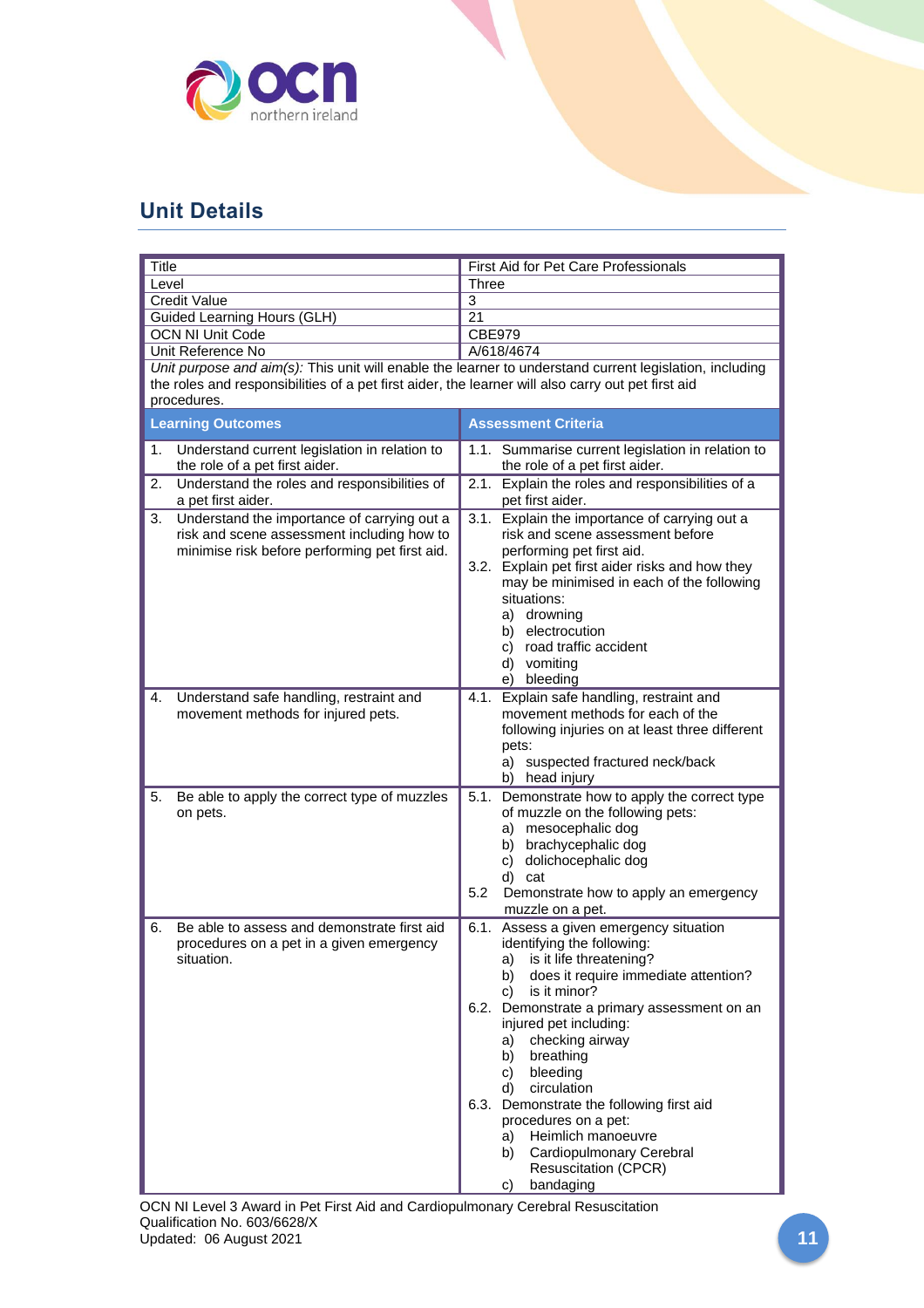## Unit Details

| Title | First Aid for Pet Care Professionals |
|---|---|
| Level | Three |
| Credit Value | 3 |
| Guided Learning Hours (GLH) | 21 |
| OCN NI Unit Code | CBE979 |
| Unit Reference No | A/618/4674 |
| *Unit purpose and aim(s):* This unit will enable the learner to understand current legislation, including the roles and responsibilities of a pet first aider, the learner will also carry out pet first aid procedures. | |
| **Learning Outcomes** | **Assessment Criteria** |
| 1. Understand current legislation in relation to the role of a pet first aider. | 1.1. Summarise current legislation in relation to the role of a pet first aider. |
| 2. Understand the roles and responsibilities of a pet first aider. | 2.1. Explain the roles and responsibilities of a pet first aider. |
| 3. Understand the importance of carrying out a risk and scene assessment including how to minimise risk before performing pet first aid. | 3.1. Explain the importance of carrying out a risk and scene assessment before performing pet first aid.<br>3.2. Explain pet first aider risks and how they may be minimised in each of the following situations:<br>a) drowning<br>b) electrocution<br>c) road traffic accident<br>d) vomiting<br>e) bleeding |
| 4. Understand safe handling, restraint and movement methods for injured pets. | 4.1. Explain safe handling, restraint and movement methods for each of the following injuries on at least three different pets:<br>a) suspected fractured neck/back<br>b) head injury |
| 5. Be able to apply the correct type of muzzles on pets. | 5.1. Demonstrate how to apply the correct type of muzzle on the following pets:<br>a) mesocephalic dog<br>b) brachycephalic dog<br>c) dolichocephalic dog<br>d) cat<br>5.2 Demonstrate how to apply an emergency muzzle on a pet. |
| 6. Be able to assess and demonstrate first aid procedures on a pet in a given emergency situation. | 6.1. Assess a given emergency situation identifying the following:<br>a) is it life threatening?<br>b) does it require immediate attention?<br>c) is it minor?<br>6.2. Demonstrate a primary assessment on an injured pet including:<br>a) checking airway<br>b) breathing<br>c) bleeding<br>d) circulation<br>6.3. Demonstrate the following first aid procedures on a pet:<br>a) Heimlich manoeuvre<br>b) Cardiopulmonary Cerebral Resuscitation (CPCR)<br>c) bandaging |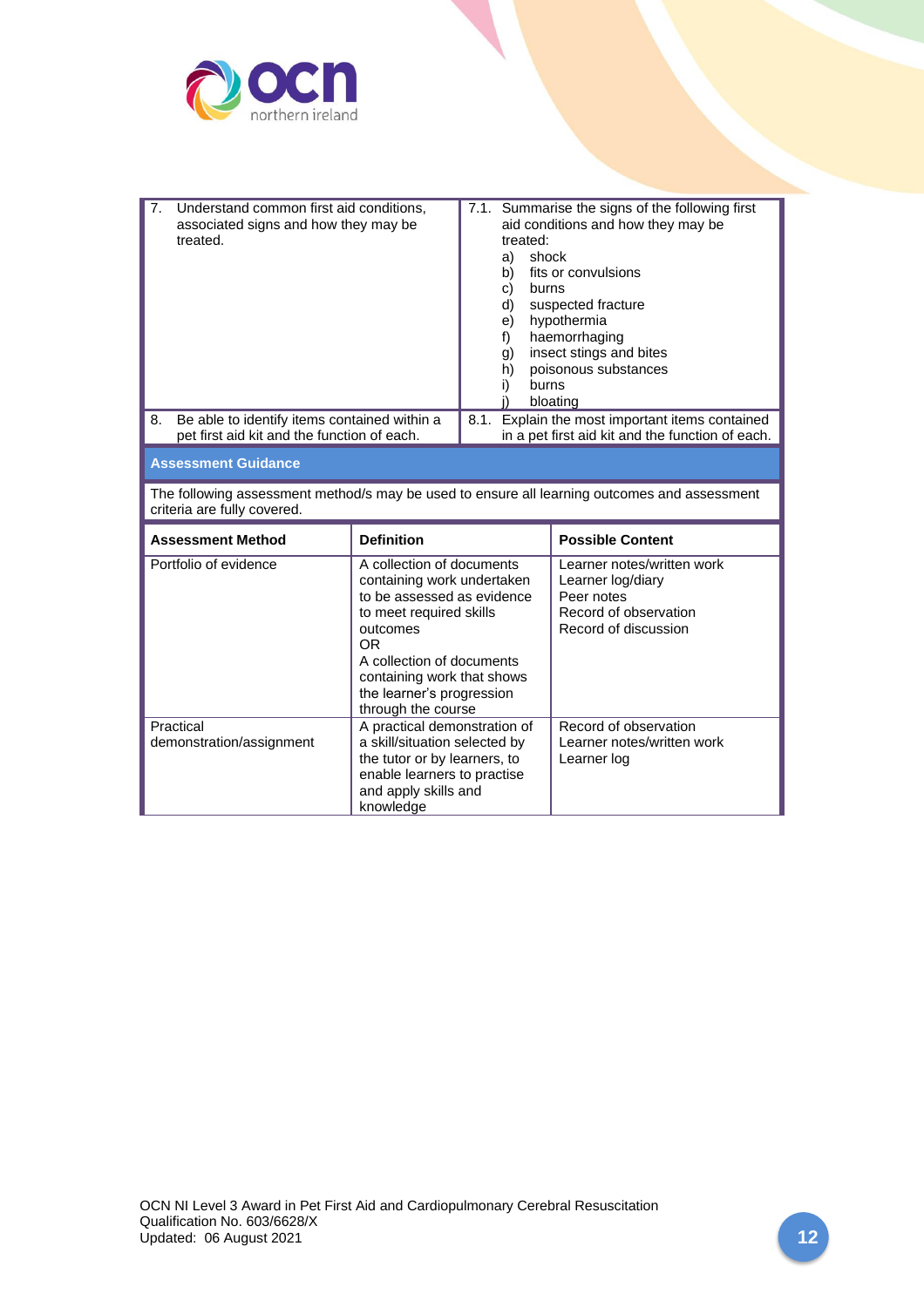| | |
|---|---|
| 7. Understand common first aid conditions, associated signs and how they may be treated. | 7.1. Summarise the signs of the following first aid conditions and how they may be treated:<br>a) shock<br>b) fits or convulsions<br>c) burns<br>d) suspected fracture<br>e) hypothermia<br>f) haemorrhaging<br>g) insect stings and bites<br>h) poisonous substances<br>i) burns<br>j) bloating |
| 8. Be able to identify items contained within a pet first aid kit and the function of each. | 8.1. Explain the most important items contained in a pet first aid kit and the function of each. |

## Assessment Guidance

The following assessment method/s may be used to ensure all learning outcomes and assessment criteria are fully covered.

| Assessment Method | Definition | Possible Content |
|---|---|---|
| Portfolio of evidence | A collection of documents containing work undertaken to be assessed as evidence to meet required skills outcomes<br>OR<br>A collection of documents containing work that shows the learner's progression through the course | Learner notes/written work<br>Learner log/diary<br>Peer notes<br>Record of observation<br>Record of discussion |
| Practical demonstration/assignment | A practical demonstration of a skill/situation selected by the tutor or by learners, to enable learners to practise and apply skills and knowledge | Record of observation<br>Learner notes/written work<br>Learner log |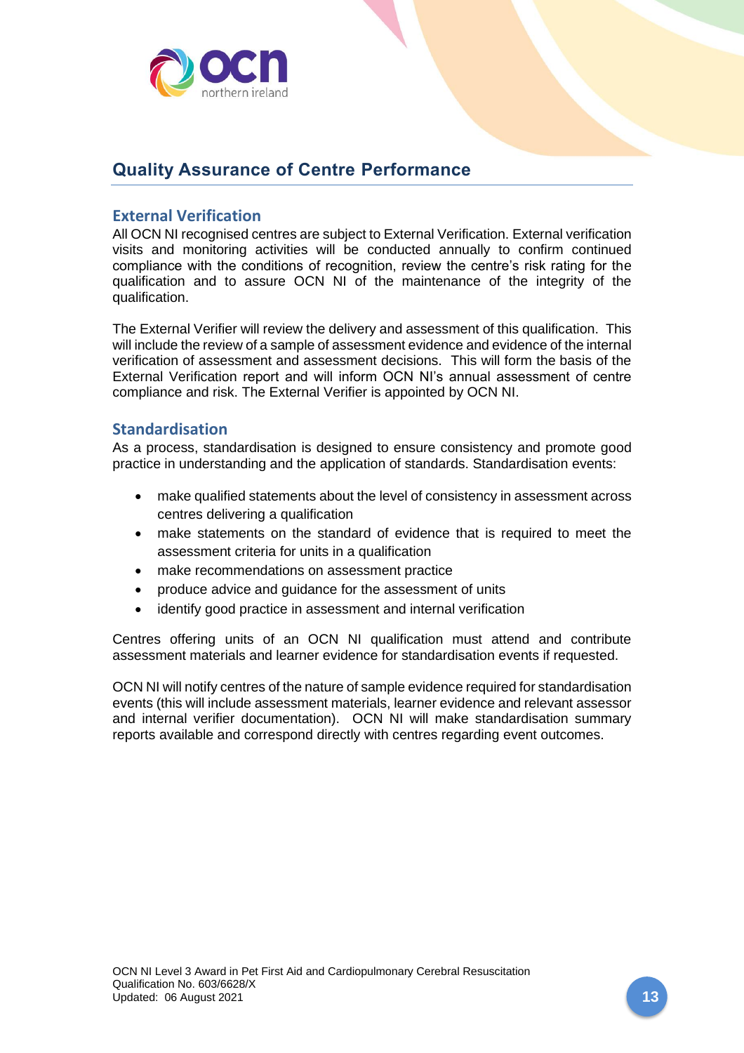## Quality Assurance of Centre Performance

### External Verification

All OCN NI recognised centres are subject to External Verification. External verification visits and monitoring activities will be conducted annually to confirm continued compliance with the conditions of recognition, review the centre's risk rating for the qualification and to assure OCN NI of the maintenance of the integrity of the qualification.

The External Verifier will review the delivery and assessment of this qualification. This will include the review of a sample of assessment evidence and evidence of the internal verification of assessment and assessment decisions. This will form the basis of the External Verification report and will inform OCN NI's annual assessment of centre compliance and risk. The External Verifier is appointed by OCN NI.

### Standardisation

As a process, standardisation is designed to ensure consistency and promote good practice in understanding and the application of standards. Standardisation events:

- make qualified statements about the level of consistency in assessment across centres delivering a qualification
- make statements on the standard of evidence that is required to meet the assessment criteria for units in a qualification
- make recommendations on assessment practice
- produce advice and guidance for the assessment of units
- identify good practice in assessment and internal verification

Centres offering units of an OCN NI qualification must attend and contribute assessment materials and learner evidence for standardisation events if requested.

OCN NI will notify centres of the nature of sample evidence required for standardisation events (this will include assessment materials, learner evidence and relevant assessor and internal verifier documentation). OCN NI will make standardisation summary reports available and correspond directly with centres regarding event outcomes.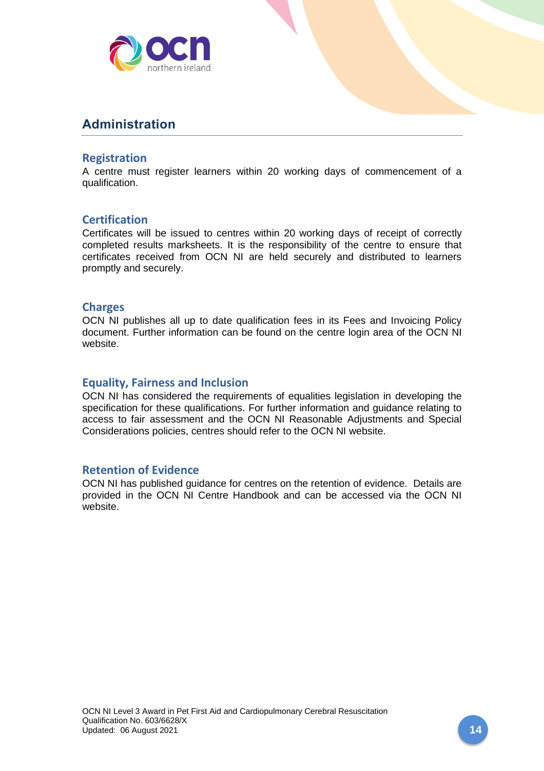## Administration

### Registration

A centre must register learners within 20 working days of commencement of a qualification.

### Certification

Certificates will be issued to centres within 20 working days of receipt of correctly completed results marksheets. It is the responsibility of the centre to ensure that certificates received from OCN NI are held securely and distributed to learners promptly and securely.

### Charges

OCN NI publishes all up to date qualification fees in its Fees and Invoicing Policy document. Further information can be found on the centre login area of the OCN NI website.

### Equality, Fairness and Inclusion

OCN NI has considered the requirements of equalities legislation in developing the specification for these qualifications. For further information and guidance relating to access to fair assessment and the OCN NI Reasonable Adjustments and Special Considerations policies, centres should refer to the OCN NI website.

### Retention of Evidence

OCN NI has published guidance for centres on the retention of evidence. Details are provided in the OCN NI Centre Handbook and can be accessed via the OCN NI website.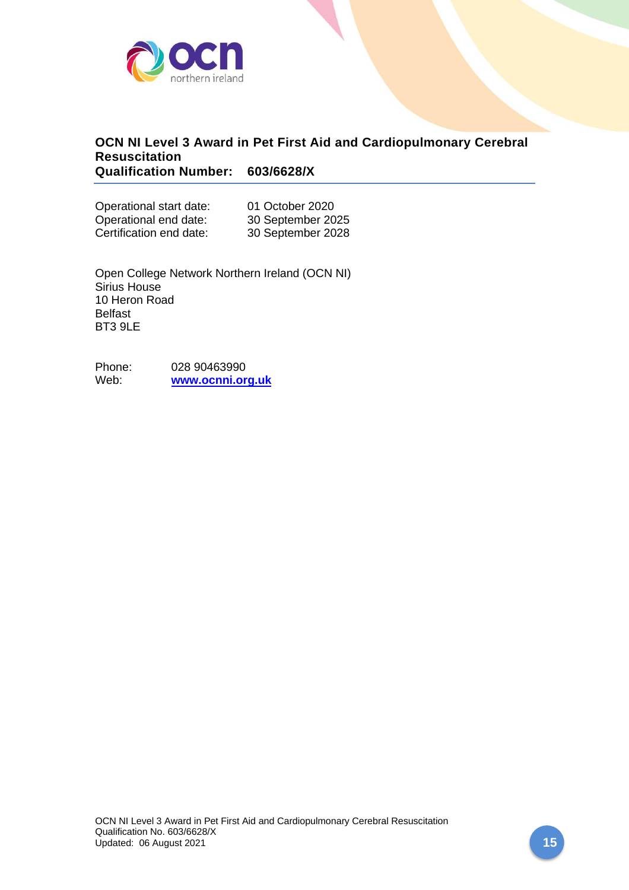**OCN NI Level 3 Award in Pet First Aid and Cardiopulmonary Cerebral Resuscitation**
**Qualification Number: 603/6628/X**

| | |
|---|---|
| Operational start date: | 01 October 2020 |
| Operational end date: | 30 September 2025 |
| Certification end date: | 30 September 2028 |

Open College Network Northern Ireland (OCN NI)
Sirius House
10 Heron Road
Belfast
BT3 9LE

| | |
|---|---|
| Phone: | 028 90463990 |
| Web: | **www.ocnni.org.uk** |